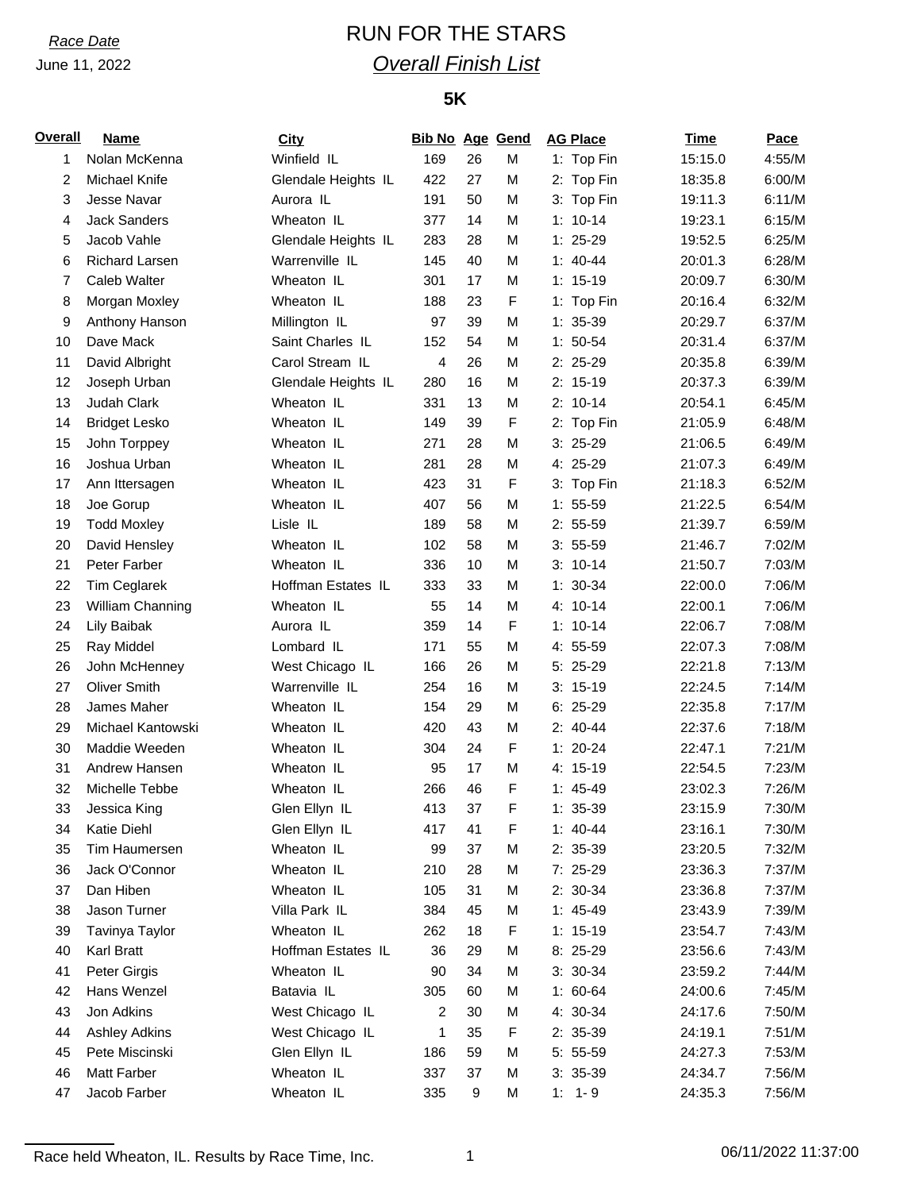*Race Date*

June 11, 2022

# RUN FOR THE STARS

## *Overall Finish List*

### 5K

| Overall | Name | City | Bib No | Age | Gend | AG Place | Time | Pace |
|---|---|---|---|---|---|---|---|---|
| 1 | Nolan McKenna | Winfield IL | 169 | 26 | M | 1: Top Fin | 15:15.0 | 4:55/M |
| 2 | Michael Knife | Glendale Heights IL | 422 | 27 | M | 2: Top Fin | 18:35.8 | 6:00/M |
| 3 | Jesse Navar | Aurora IL | 191 | 50 | M | 3: Top Fin | 19:11.3 | 6:11/M |
| 4 | Jack Sanders | Wheaton IL | 377 | 14 | M | 1: 10-14 | 19:23.1 | 6:15/M |
| 5 | Jacob Vahle | Glendale Heights IL | 283 | 28 | M | 1: 25-29 | 19:52.5 | 6:25/M |
| 6 | Richard Larsen | Warrenville IL | 145 | 40 | M | 1: 40-44 | 20:01.3 | 6:28/M |
| 7 | Caleb Walter | Wheaton IL | 301 | 17 | M | 1: 15-19 | 20:09.7 | 6:30/M |
| 8 | Morgan Moxley | Wheaton IL | 188 | 23 | F | 1: Top Fin | 20:16.4 | 6:32/M |
| 9 | Anthony Hanson | Millington IL | 97 | 39 | M | 1: 35-39 | 20:29.7 | 6:37/M |
| 10 | Dave Mack | Saint Charles IL | 152 | 54 | M | 1: 50-54 | 20:31.4 | 6:37/M |
| 11 | David Albright | Carol Stream IL | 4 | 26 | M | 2: 25-29 | 20:35.8 | 6:39/M |
| 12 | Joseph Urban | Glendale Heights IL | 280 | 16 | M | 2: 15-19 | 20:37.3 | 6:39/M |
| 13 | Judah Clark | Wheaton IL | 331 | 13 | M | 2: 10-14 | 20:54.1 | 6:45/M |
| 14 | Bridget Lesko | Wheaton IL | 149 | 39 | F | 2: Top Fin | 21:05.9 | 6:48/M |
| 15 | John Torppey | Wheaton IL | 271 | 28 | M | 3: 25-29 | 21:06.5 | 6:49/M |
| 16 | Joshua Urban | Wheaton IL | 281 | 28 | M | 4: 25-29 | 21:07.3 | 6:49/M |
| 17 | Ann Ittersagen | Wheaton IL | 423 | 31 | F | 3: Top Fin | 21:18.3 | 6:52/M |
| 18 | Joe Gorup | Wheaton IL | 407 | 56 | M | 1: 55-59 | 21:22.5 | 6:54/M |
| 19 | Todd Moxley | Lisle IL | 189 | 58 | M | 2: 55-59 | 21:39.7 | 6:59/M |
| 20 | David Hensley | Wheaton IL | 102 | 58 | M | 3: 55-59 | 21:46.7 | 7:02/M |
| 21 | Peter Farber | Wheaton IL | 336 | 10 | M | 3: 10-14 | 21:50.7 | 7:03/M |
| 22 | Tim Ceglarek | Hoffman Estates IL | 333 | 33 | M | 1: 30-34 | 22:00.0 | 7:06/M |
| 23 | William Channing | Wheaton IL | 55 | 14 | M | 4: 10-14 | 22:00.1 | 7:06/M |
| 24 | Lily Baibak | Aurora IL | 359 | 14 | F | 1: 10-14 | 22:06.7 | 7:08/M |
| 25 | Ray Middel | Lombard IL | 171 | 55 | M | 4: 55-59 | 22:07.3 | 7:08/M |
| 26 | John McHenney | West Chicago IL | 166 | 26 | M | 5: 25-29 | 22:21.8 | 7:13/M |
| 27 | Oliver Smith | Warrenville IL | 254 | 16 | M | 3: 15-19 | 22:24.5 | 7:14/M |
| 28 | James Maher | Wheaton IL | 154 | 29 | M | 6: 25-29 | 22:35.8 | 7:17/M |
| 29 | Michael Kantowski | Wheaton IL | 420 | 43 | M | 2: 40-44 | 22:37.6 | 7:18/M |
| 30 | Maddie Weeden | Wheaton IL | 304 | 24 | F | 1: 20-24 | 22:47.1 | 7:21/M |
| 31 | Andrew Hansen | Wheaton IL | 95 | 17 | M | 4: 15-19 | 22:54.5 | 7:23/M |
| 32 | Michelle Tebbe | Wheaton IL | 266 | 46 | F | 1: 45-49 | 23:02.3 | 7:26/M |
| 33 | Jessica King | Glen Ellyn IL | 413 | 37 | F | 1: 35-39 | 23:15.9 | 7:30/M |
| 34 | Katie Diehl | Glen Ellyn IL | 417 | 41 | F | 1: 40-44 | 23:16.1 | 7:30/M |
| 35 | Tim Haumersen | Wheaton IL | 99 | 37 | M | 2: 35-39 | 23:20.5 | 7:32/M |
| 36 | Jack O'Connor | Wheaton IL | 210 | 28 | M | 7: 25-29 | 23:36.3 | 7:37/M |
| 37 | Dan Hiben | Wheaton IL | 105 | 31 | M | 2: 30-34 | 23:36.8 | 7:37/M |
| 38 | Jason Turner | Villa Park IL | 384 | 45 | M | 1: 45-49 | 23:43.9 | 7:39/M |
| 39 | Tavinya Taylor | Wheaton IL | 262 | 18 | F | 1: 15-19 | 23:54.7 | 7:43/M |
| 40 | Karl Bratt | Hoffman Estates IL | 36 | 29 | M | 8: 25-29 | 23:56.6 | 7:43/M |
| 41 | Peter Girgis | Wheaton IL | 90 | 34 | M | 3: 30-34 | 23:59.2 | 7:44/M |
| 42 | Hans Wenzel | Batavia IL | 305 | 60 | M | 1: 60-64 | 24:00.6 | 7:45/M |
| 43 | Jon Adkins | West Chicago IL | 2 | 30 | M | 4: 30-34 | 24:17.6 | 7:50/M |
| 44 | Ashley Adkins | West Chicago IL | 1 | 35 | F | 2: 35-39 | 24:19.1 | 7:51/M |
| 45 | Pete Miscinski | Glen Ellyn IL | 186 | 59 | M | 5: 55-59 | 24:27.3 | 7:53/M |
| 46 | Matt Farber | Wheaton IL | 337 | 37 | M | 3: 35-39 | 24:34.7 | 7:56/M |
| 47 | Jacob Farber | Wheaton IL | 335 | 9 | M | 1: 1- 9 | 24:35.3 | 7:56/M |

Race held Wheaton, IL. Results by Race Time, Inc.

06/11/2022 11:37:00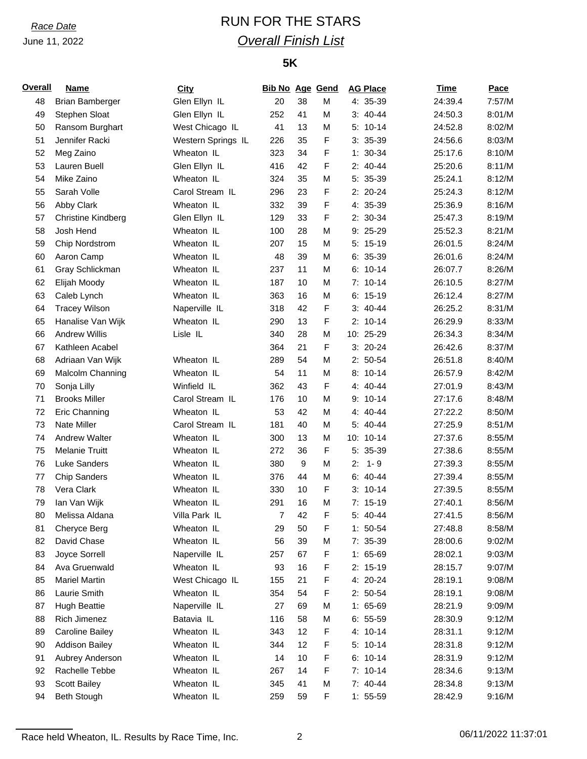*Race Date*

June 11, 2022

# RUN FOR THE STARS

## *Overall Finish List*

### 5K

| Overall | Name | City | Bib No | Age | Gend | AG Place | Time | Pace |
|---|---|---|---|---|---|---|---|---|
| 48 | Brian Bamberger | Glen Ellyn IL | 20 | 38 | M | 4: 35-39 | 24:39.4 | 7:57/M |
| 49 | Stephen Sloat | Glen Ellyn IL | 252 | 41 | M | 3: 40-44 | 24:50.3 | 8:01/M |
| 50 | Ransom Burghart | West Chicago IL | 41 | 13 | M | 5: 10-14 | 24:52.8 | 8:02/M |
| 51 | Jennifer Racki | Western Springs IL | 226 | 35 | F | 3: 35-39 | 24:56.6 | 8:03/M |
| 52 | Meg Zaino | Wheaton IL | 323 | 34 | F | 1: 30-34 | 25:17.6 | 8:10/M |
| 53 | Lauren Buell | Glen Ellyn IL | 416 | 42 | F | 2: 40-44 | 25:20.6 | 8:11/M |
| 54 | Mike Zaino | Wheaton IL | 324 | 35 | M | 5: 35-39 | 25:24.1 | 8:12/M |
| 55 | Sarah Volle | Carol Stream IL | 296 | 23 | F | 2: 20-24 | 25:24.3 | 8:12/M |
| 56 | Abby Clark | Wheaton IL | 332 | 39 | F | 4: 35-39 | 25:36.9 | 8:16/M |
| 57 | Christine Kindberg | Glen Ellyn IL | 129 | 33 | F | 2: 30-34 | 25:47.3 | 8:19/M |
| 58 | Josh Hend | Wheaton IL | 100 | 28 | M | 9: 25-29 | 25:52.3 | 8:21/M |
| 59 | Chip Nordstrom | Wheaton IL | 207 | 15 | M | 5: 15-19 | 26:01.5 | 8:24/M |
| 60 | Aaron Camp | Wheaton IL | 48 | 39 | M | 6: 35-39 | 26:01.6 | 8:24/M |
| 61 | Gray Schlickman | Wheaton IL | 237 | 11 | M | 6: 10-14 | 26:07.7 | 8:26/M |
| 62 | Elijah Moody | Wheaton IL | 187 | 10 | M | 7: 10-14 | 26:10.5 | 8:27/M |
| 63 | Caleb Lynch | Wheaton IL | 363 | 16 | M | 6: 15-19 | 26:12.4 | 8:27/M |
| 64 | Tracey Wilson | Naperville IL | 318 | 42 | F | 3: 40-44 | 26:25.2 | 8:31/M |
| 65 | Hanalise Van Wijk | Wheaton IL | 290 | 13 | F | 2: 10-14 | 26:29.9 | 8:33/M |
| 66 | Andrew Willis | Lisle IL | 340 | 28 | M | 10: 25-29 | 26:34.3 | 8:34/M |
| 67 | Kathleen Acabel | | 364 | 21 | F | 3: 20-24 | 26:42.6 | 8:37/M |
| 68 | Adriaan Van Wijk | Wheaton IL | 289 | 54 | M | 2: 50-54 | 26:51.8 | 8:40/M |
| 69 | Malcolm Channing | Wheaton IL | 54 | 11 | M | 8: 10-14 | 26:57.9 | 8:42/M |
| 70 | Sonja Lilly | Winfield IL | 362 | 43 | F | 4: 40-44 | 27:01.9 | 8:43/M |
| 71 | Brooks Miller | Carol Stream IL | 176 | 10 | M | 9: 10-14 | 27:17.6 | 8:48/M |
| 72 | Eric Channing | Wheaton IL | 53 | 42 | M | 4: 40-44 | 27:22.2 | 8:50/M |
| 73 | Nate Miller | Carol Stream IL | 181 | 40 | M | 5: 40-44 | 27:25.9 | 8:51/M |
| 74 | Andrew Walter | Wheaton IL | 300 | 13 | M | 10: 10-14 | 27:37.6 | 8:55/M |
| 75 | Melanie Truitt | Wheaton IL | 272 | 36 | F | 5: 35-39 | 27:38.6 | 8:55/M |
| 76 | Luke Sanders | Wheaton IL | 380 | 9 | M | 2: 1- 9 | 27:39.3 | 8:55/M |
| 77 | Chip Sanders | Wheaton IL | 376 | 44 | M | 6: 40-44 | 27:39.4 | 8:55/M |
| 78 | Vera Clark | Wheaton IL | 330 | 10 | F | 3: 10-14 | 27:39.5 | 8:55/M |
| 79 | Ian Van Wijk | Wheaton IL | 291 | 16 | M | 7: 15-19 | 27:40.1 | 8:56/M |
| 80 | Melissa Aldana | Villa Park IL | 7 | 42 | F | 5: 40-44 | 27:41.5 | 8:56/M |
| 81 | Cheryce Berg | Wheaton IL | 29 | 50 | F | 1: 50-54 | 27:48.8 | 8:58/M |
| 82 | David Chase | Wheaton IL | 56 | 39 | M | 7: 35-39 | 28:00.6 | 9:02/M |
| 83 | Joyce Sorrell | Naperville IL | 257 | 67 | F | 1: 65-69 | 28:02.1 | 9:03/M |
| 84 | Ava Gruenwald | Wheaton IL | 93 | 16 | F | 2: 15-19 | 28:15.7 | 9:07/M |
| 85 | Mariel Martin | West Chicago IL | 155 | 21 | F | 4: 20-24 | 28:19.1 | 9:08/M |
| 86 | Laurie Smith | Wheaton IL | 354 | 54 | F | 2: 50-54 | 28:19.1 | 9:08/M |
| 87 | Hugh Beattie | Naperville IL | 27 | 69 | M | 1: 65-69 | 28:21.9 | 9:09/M |
| 88 | Rich Jimenez | Batavia IL | 116 | 58 | M | 6: 55-59 | 28:30.9 | 9:12/M |
| 89 | Caroline Bailey | Wheaton IL | 343 | 12 | F | 4: 10-14 | 28:31.1 | 9:12/M |
| 90 | Addison Bailey | Wheaton IL | 344 | 12 | F | 5: 10-14 | 28:31.8 | 9:12/M |
| 91 | Aubrey Anderson | Wheaton IL | 14 | 10 | F | 6: 10-14 | 28:31.9 | 9:12/M |
| 92 | Rachelle Tebbe | Wheaton IL | 267 | 14 | F | 7: 10-14 | 28:34.6 | 9:13/M |
| 93 | Scott Bailey | Wheaton IL | 345 | 41 | M | 7: 40-44 | 28:34.8 | 9:13/M |
| 94 | Beth Stough | Wheaton IL | 259 | 59 | F | 1: 55-59 | 28:42.9 | 9:16/M |

Race held Wheaton, IL. Results by Race Time, Inc. 06/11/2022 11:37:01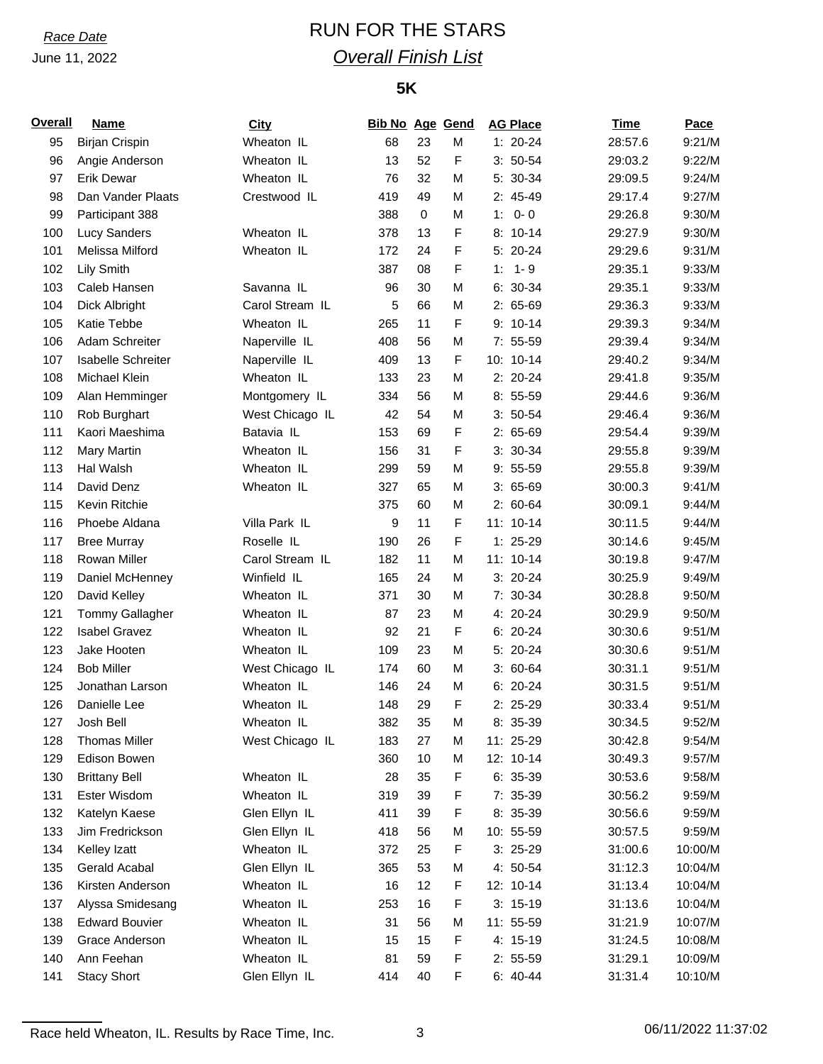*Race Date*

June 11, 2022

# RUN FOR THE STARS

## *Overall Finish List*

### 5K

| Overall | Name | City | Bib No | Age | Gend | AG Place | Time | Pace |
|---|---|---|---|---|---|---|---|---|
| 95 | Birjan Crispin | Wheaton IL | 68 | 23 | M | 1: 20-24 | 28:57.6 | 9:21/M |
| 96 | Angie Anderson | Wheaton IL | 13 | 52 | F | 3: 50-54 | 29:03.2 | 9:22/M |
| 97 | Erik Dewar | Wheaton IL | 76 | 32 | M | 5: 30-34 | 29:09.5 | 9:24/M |
| 98 | Dan Vander Plaats | Crestwood IL | 419 | 49 | M | 2: 45-49 | 29:17.4 | 9:27/M |
| 99 | Participant 388 | | 388 | 0 | M | 1: 0- 0 | 29:26.8 | 9:30/M |
| 100 | Lucy Sanders | Wheaton IL | 378 | 13 | F | 8: 10-14 | 29:27.9 | 9:30/M |
| 101 | Melissa Milford | Wheaton IL | 172 | 24 | F | 5: 20-24 | 29:29.6 | 9:31/M |
| 102 | Lily Smith | | 387 | 08 | F | 1: 1- 9 | 29:35.1 | 9:33/M |
| 103 | Caleb Hansen | Savanna IL | 96 | 30 | M | 6: 30-34 | 29:35.1 | 9:33/M |
| 104 | Dick Albright | Carol Stream IL | 5 | 66 | M | 2: 65-69 | 29:36.3 | 9:33/M |
| 105 | Katie Tebbe | Wheaton IL | 265 | 11 | F | 9: 10-14 | 29:39.3 | 9:34/M |
| 106 | Adam Schreiter | Naperville IL | 408 | 56 | M | 7: 55-59 | 29:39.4 | 9:34/M |
| 107 | Isabelle Schreiter | Naperville IL | 409 | 13 | F | 10: 10-14 | 29:40.2 | 9:34/M |
| 108 | Michael Klein | Wheaton IL | 133 | 23 | M | 2: 20-24 | 29:41.8 | 9:35/M |
| 109 | Alan Hemminger | Montgomery IL | 334 | 56 | M | 8: 55-59 | 29:44.6 | 9:36/M |
| 110 | Rob Burghart | West Chicago IL | 42 | 54 | M | 3: 50-54 | 29:46.4 | 9:36/M |
| 111 | Kaori Maeshima | Batavia IL | 153 | 69 | F | 2: 65-69 | 29:54.4 | 9:39/M |
| 112 | Mary Martin | Wheaton IL | 156 | 31 | F | 3: 30-34 | 29:55.8 | 9:39/M |
| 113 | Hal Walsh | Wheaton IL | 299 | 59 | M | 9: 55-59 | 29:55.8 | 9:39/M |
| 114 | David Denz | Wheaton IL | 327 | 65 | M | 3: 65-69 | 30:00.3 | 9:41/M |
| 115 | Kevin Ritchie | | 375 | 60 | M | 2: 60-64 | 30:09.1 | 9:44/M |
| 116 | Phoebe Aldana | Villa Park IL | 9 | 11 | F | 11: 10-14 | 30:11.5 | 9:44/M |
| 117 | Bree Murray | Roselle IL | 190 | 26 | F | 1: 25-29 | 30:14.6 | 9:45/M |
| 118 | Rowan Miller | Carol Stream IL | 182 | 11 | M | 11: 10-14 | 30:19.8 | 9:47/M |
| 119 | Daniel McHenney | Winfield IL | 165 | 24 | M | 3: 20-24 | 30:25.9 | 9:49/M |
| 120 | David Kelley | Wheaton IL | 371 | 30 | M | 7: 30-34 | 30:28.8 | 9:50/M |
| 121 | Tommy Gallagher | Wheaton IL | 87 | 23 | M | 4: 20-24 | 30:29.9 | 9:50/M |
| 122 | Isabel Gravez | Wheaton IL | 92 | 21 | F | 6: 20-24 | 30:30.6 | 9:51/M |
| 123 | Jake Hooten | Wheaton IL | 109 | 23 | M | 5: 20-24 | 30:30.6 | 9:51/M |
| 124 | Bob Miller | West Chicago IL | 174 | 60 | M | 3: 60-64 | 30:31.1 | 9:51/M |
| 125 | Jonathan Larson | Wheaton IL | 146 | 24 | M | 6: 20-24 | 30:31.5 | 9:51/M |
| 126 | Danielle Lee | Wheaton IL | 148 | 29 | F | 2: 25-29 | 30:33.4 | 9:51/M |
| 127 | Josh Bell | Wheaton IL | 382 | 35 | M | 8: 35-39 | 30:34.5 | 9:52/M |
| 128 | Thomas Miller | West Chicago IL | 183 | 27 | M | 11: 25-29 | 30:42.8 | 9:54/M |
| 129 | Edison Bowen | | 360 | 10 | M | 12: 10-14 | 30:49.3 | 9:57/M |
| 130 | Brittany Bell | Wheaton IL | 28 | 35 | F | 6: 35-39 | 30:53.6 | 9:58/M |
| 131 | Ester Wisdom | Wheaton IL | 319 | 39 | F | 7: 35-39 | 30:56.2 | 9:59/M |
| 132 | Katelyn Kaese | Glen Ellyn IL | 411 | 39 | F | 8: 35-39 | 30:56.6 | 9:59/M |
| 133 | Jim Fredrickson | Glen Ellyn IL | 418 | 56 | M | 10: 55-59 | 30:57.5 | 9:59/M |
| 134 | Kelley Izatt | Wheaton IL | 372 | 25 | F | 3: 25-29 | 31:00.6 | 10:00/M |
| 135 | Gerald Acabal | Glen Ellyn IL | 365 | 53 | M | 4: 50-54 | 31:12.3 | 10:04/M |
| 136 | Kirsten Anderson | Wheaton IL | 16 | 12 | F | 12: 10-14 | 31:13.4 | 10:04/M |
| 137 | Alyssa Smidesang | Wheaton IL | 253 | 16 | F | 3: 15-19 | 31:13.6 | 10:04/M |
| 138 | Edward Bouvier | Wheaton IL | 31 | 56 | M | 11: 55-59 | 31:21.9 | 10:07/M |
| 139 | Grace Anderson | Wheaton IL | 15 | 15 | F | 4: 15-19 | 31:24.5 | 10:08/M |
| 140 | Ann Feehan | Wheaton IL | 81 | 59 | F | 2: 55-59 | 31:29.1 | 10:09/M |
| 141 | Stacy Short | Glen Ellyn IL | 414 | 40 | F | 6: 40-44 | 31:31.4 | 10:10/M |

Race held Wheaton, IL. Results by Race Time, Inc.

06/11/2022 11:37:02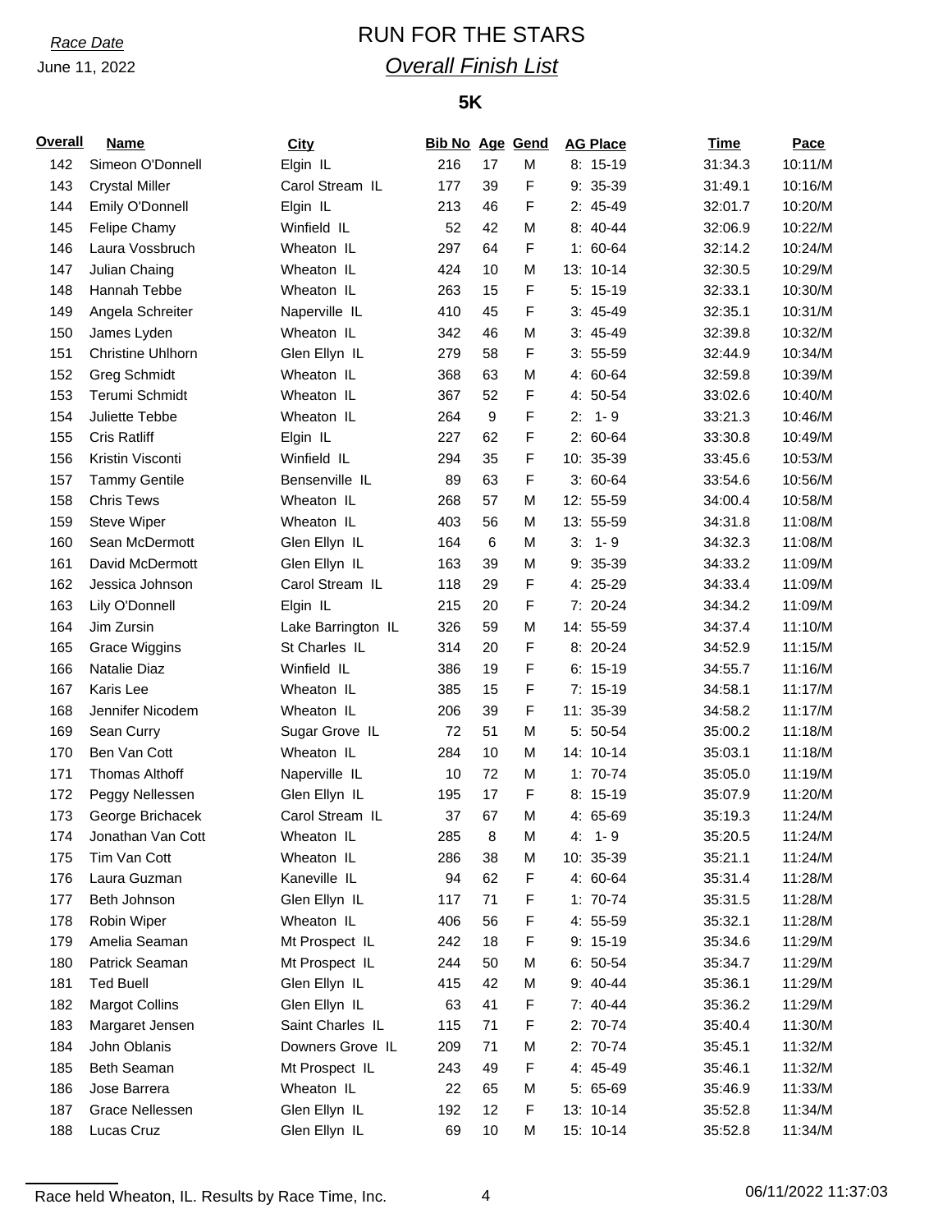*Race Date*

June 11, 2022

# RUN FOR THE STARS

## *Overall Finish List*

### 5K

| Overall | Name | City | Bib No | Age | Gend | AG Place | Time | Pace |
|---|---|---|---|---|---|---|---|---|
| 142 | Simeon O'Donnell | Elgin IL | 216 | 17 | M | 8: 15-19 | 31:34.3 | 10:11/M |
| 143 | Crystal Miller | Carol Stream IL | 177 | 39 | F | 9: 35-39 | 31:49.1 | 10:16/M |
| 144 | Emily O'Donnell | Elgin IL | 213 | 46 | F | 2: 45-49 | 32:01.7 | 10:20/M |
| 145 | Felipe Chamy | Winfield IL | 52 | 42 | M | 8: 40-44 | 32:06.9 | 10:22/M |
| 146 | Laura Vossbruch | Wheaton IL | 297 | 64 | F | 1: 60-64 | 32:14.2 | 10:24/M |
| 147 | Julian Chaing | Wheaton IL | 424 | 10 | M | 13: 10-14 | 32:30.5 | 10:29/M |
| 148 | Hannah Tebbe | Wheaton IL | 263 | 15 | F | 5: 15-19 | 32:33.1 | 10:30/M |
| 149 | Angela Schreiter | Naperville IL | 410 | 45 | F | 3: 45-49 | 32:35.1 | 10:31/M |
| 150 | James Lyden | Wheaton IL | 342 | 46 | M | 3: 45-49 | 32:39.8 | 10:32/M |
| 151 | Christine Uhlhorn | Glen Ellyn IL | 279 | 58 | F | 3: 55-59 | 32:44.9 | 10:34/M |
| 152 | Greg Schmidt | Wheaton IL | 368 | 63 | M | 4: 60-64 | 32:59.8 | 10:39/M |
| 153 | Terumi Schmidt | Wheaton IL | 367 | 52 | F | 4: 50-54 | 33:02.6 | 10:40/M |
| 154 | Juliette Tebbe | Wheaton IL | 264 | 9 | F | 2: 1- 9 | 33:21.3 | 10:46/M |
| 155 | Cris Ratliff | Elgin IL | 227 | 62 | F | 2: 60-64 | 33:30.8 | 10:49/M |
| 156 | Kristin Visconti | Winfield IL | 294 | 35 | F | 10: 35-39 | 33:45.6 | 10:53/M |
| 157 | Tammy Gentile | Bensenville IL | 89 | 63 | F | 3: 60-64 | 33:54.6 | 10:56/M |
| 158 | Chris Tews | Wheaton IL | 268 | 57 | M | 12: 55-59 | 34:00.4 | 10:58/M |
| 159 | Steve Wiper | Wheaton IL | 403 | 56 | M | 13: 55-59 | 34:31.8 | 11:08/M |
| 160 | Sean McDermott | Glen Ellyn IL | 164 | 6 | M | 3: 1- 9 | 34:32.3 | 11:08/M |
| 161 | David McDermott | Glen Ellyn IL | 163 | 39 | M | 9: 35-39 | 34:33.2 | 11:09/M |
| 162 | Jessica Johnson | Carol Stream IL | 118 | 29 | F | 4: 25-29 | 34:33.4 | 11:09/M |
| 163 | Lily O'Donnell | Elgin IL | 215 | 20 | F | 7: 20-24 | 34:34.2 | 11:09/M |
| 164 | Jim Zursin | Lake Barrington IL | 326 | 59 | M | 14: 55-59 | 34:37.4 | 11:10/M |
| 165 | Grace Wiggins | St Charles IL | 314 | 20 | F | 8: 20-24 | 34:52.9 | 11:15/M |
| 166 | Natalie Diaz | Winfield IL | 386 | 19 | F | 6: 15-19 | 34:55.7 | 11:16/M |
| 167 | Karis Lee | Wheaton IL | 385 | 15 | F | 7: 15-19 | 34:58.1 | 11:17/M |
| 168 | Jennifer Nicodem | Wheaton IL | 206 | 39 | F | 11: 35-39 | 34:58.2 | 11:17/M |
| 169 | Sean Curry | Sugar Grove IL | 72 | 51 | M | 5: 50-54 | 35:00.2 | 11:18/M |
| 170 | Ben Van Cott | Wheaton IL | 284 | 10 | M | 14: 10-14 | 35:03.1 | 11:18/M |
| 171 | Thomas Althoff | Naperville IL | 10 | 72 | M | 1: 70-74 | 35:05.0 | 11:19/M |
| 172 | Peggy Nellessen | Glen Ellyn IL | 195 | 17 | F | 8: 15-19 | 35:07.9 | 11:20/M |
| 173 | George Brichacek | Carol Stream IL | 37 | 67 | M | 4: 65-69 | 35:19.3 | 11:24/M |
| 174 | Jonathan Van Cott | Wheaton IL | 285 | 8 | M | 4: 1- 9 | 35:20.5 | 11:24/M |
| 175 | Tim Van Cott | Wheaton IL | 286 | 38 | M | 10: 35-39 | 35:21.1 | 11:24/M |
| 176 | Laura Guzman | Kaneville IL | 94 | 62 | F | 4: 60-64 | 35:31.4 | 11:28/M |
| 177 | Beth Johnson | Glen Ellyn IL | 117 | 71 | F | 1: 70-74 | 35:31.5 | 11:28/M |
| 178 | Robin Wiper | Wheaton IL | 406 | 56 | F | 4: 55-59 | 35:32.1 | 11:28/M |
| 179 | Amelia Seaman | Mt Prospect IL | 242 | 18 | F | 9: 15-19 | 35:34.6 | 11:29/M |
| 180 | Patrick Seaman | Mt Prospect IL | 244 | 50 | M | 6: 50-54 | 35:34.7 | 11:29/M |
| 181 | Ted Buell | Glen Ellyn IL | 415 | 42 | M | 9: 40-44 | 35:36.1 | 11:29/M |
| 182 | Margot Collins | Glen Ellyn IL | 63 | 41 | F | 7: 40-44 | 35:36.2 | 11:29/M |
| 183 | Margaret Jensen | Saint Charles IL | 115 | 71 | F | 2: 70-74 | 35:40.4 | 11:30/M |
| 184 | John Oblanis | Downers Grove IL | 209 | 71 | M | 2: 70-74 | 35:45.1 | 11:32/M |
| 185 | Beth Seaman | Mt Prospect IL | 243 | 49 | F | 4: 45-49 | 35:46.1 | 11:32/M |
| 186 | Jose Barrera | Wheaton IL | 22 | 65 | M | 5: 65-69 | 35:46.9 | 11:33/M |
| 187 | Grace Nellessen | Glen Ellyn IL | 192 | 12 | F | 13: 10-14 | 35:52.8 | 11:34/M |
| 188 | Lucas Cruz | Glen Ellyn IL | 69 | 10 | M | 15: 10-14 | 35:52.8 | 11:34/M |

Race held Wheaton, IL. Results by Race Time, Inc.

06/11/2022 11:37:03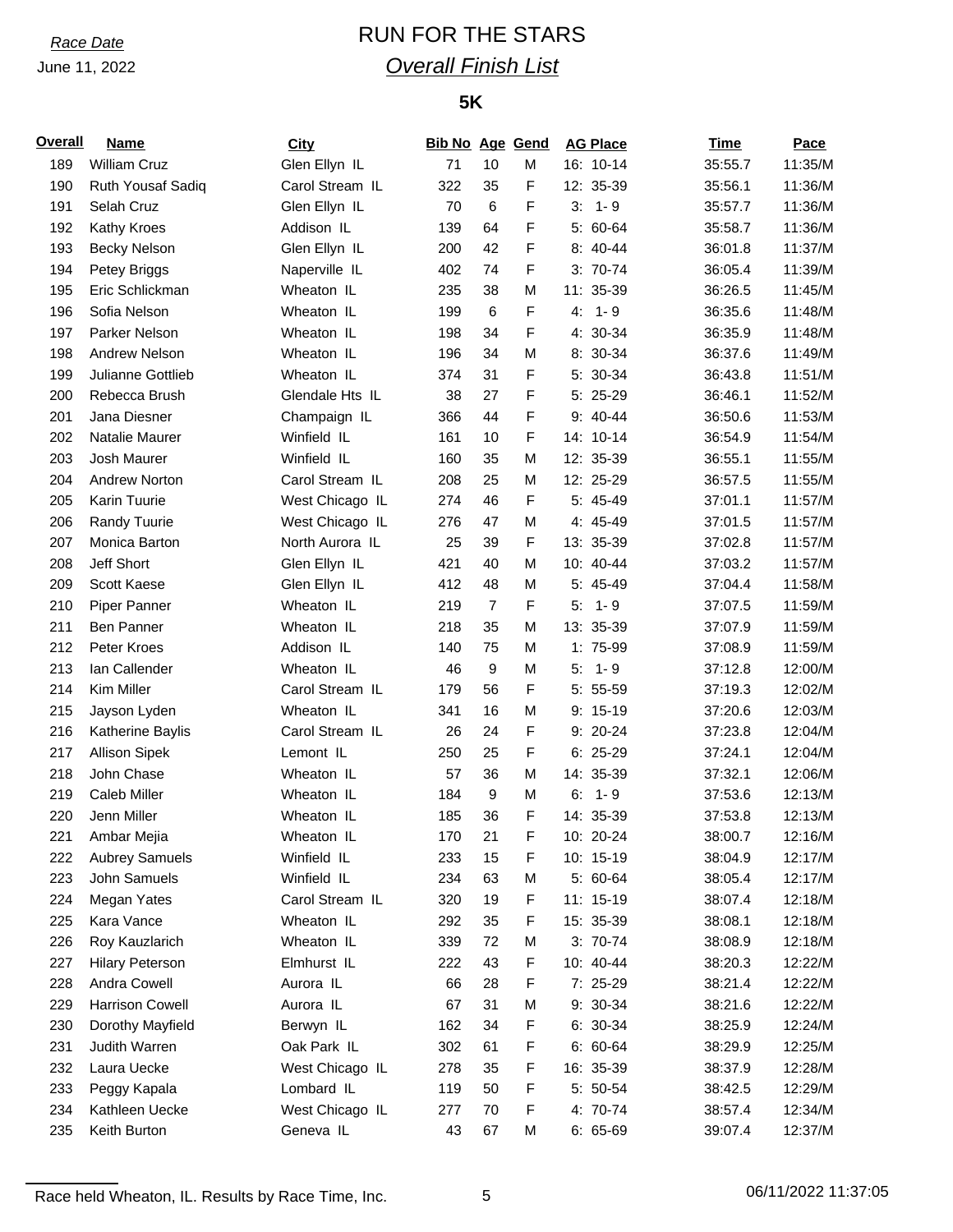*Race Date*

June 11, 2022

# RUN FOR THE STARS

## *Overall Finish List*

### 5K

| Overall | Name | City | Bib No | Age | Gend | AG Place | Time | Pace |
|---|---|---|---|---|---|---|---|---|
| 189 | William Cruz | Glen Ellyn IL | 71 | 10 | M | 16: 10-14 | 35:55.7 | 11:35/M |
| 190 | Ruth Yousaf Sadiq | Carol Stream IL | 322 | 35 | F | 12: 35-39 | 35:56.1 | 11:36/M |
| 191 | Selah Cruz | Glen Ellyn IL | 70 | 6 | F | 3: 1- 9 | 35:57.7 | 11:36/M |
| 192 | Kathy Kroes | Addison IL | 139 | 64 | F | 5: 60-64 | 35:58.7 | 11:36/M |
| 193 | Becky Nelson | Glen Ellyn IL | 200 | 42 | F | 8: 40-44 | 36:01.8 | 11:37/M |
| 194 | Petey Briggs | Naperville IL | 402 | 74 | F | 3: 70-74 | 36:05.4 | 11:39/M |
| 195 | Eric Schlickman | Wheaton IL | 235 | 38 | M | 11: 35-39 | 36:26.5 | 11:45/M |
| 196 | Sofia Nelson | Wheaton IL | 199 | 6 | F | 4: 1- 9 | 36:35.6 | 11:48/M |
| 197 | Parker Nelson | Wheaton IL | 198 | 34 | F | 4: 30-34 | 36:35.9 | 11:48/M |
| 198 | Andrew Nelson | Wheaton IL | 196 | 34 | M | 8: 30-34 | 36:37.6 | 11:49/M |
| 199 | Julianne Gottlieb | Wheaton IL | 374 | 31 | F | 5: 30-34 | 36:43.8 | 11:51/M |
| 200 | Rebecca Brush | Glendale Hts IL | 38 | 27 | F | 5: 25-29 | 36:46.1 | 11:52/M |
| 201 | Jana Diesner | Champaign IL | 366 | 44 | F | 9: 40-44 | 36:50.6 | 11:53/M |
| 202 | Natalie Maurer | Winfield IL | 161 | 10 | F | 14: 10-14 | 36:54.9 | 11:54/M |
| 203 | Josh Maurer | Winfield IL | 160 | 35 | M | 12: 35-39 | 36:55.1 | 11:55/M |
| 204 | Andrew Norton | Carol Stream IL | 208 | 25 | M | 12: 25-29 | 36:57.5 | 11:55/M |
| 205 | Karin Tuurie | West Chicago IL | 274 | 46 | F | 5: 45-49 | 37:01.1 | 11:57/M |
| 206 | Randy Tuurie | West Chicago IL | 276 | 47 | M | 4: 45-49 | 37:01.5 | 11:57/M |
| 207 | Monica Barton | North Aurora IL | 25 | 39 | F | 13: 35-39 | 37:02.8 | 11:57/M |
| 208 | Jeff Short | Glen Ellyn IL | 421 | 40 | M | 10: 40-44 | 37:03.2 | 11:57/M |
| 209 | Scott Kaese | Glen Ellyn IL | 412 | 48 | M | 5: 45-49 | 37:04.4 | 11:58/M |
| 210 | Piper Panner | Wheaton IL | 219 | 7 | F | 5: 1- 9 | 37:07.5 | 11:59/M |
| 211 | Ben Panner | Wheaton IL | 218 | 35 | M | 13: 35-39 | 37:07.9 | 11:59/M |
| 212 | Peter Kroes | Addison IL | 140 | 75 | M | 1: 75-99 | 37:08.9 | 11:59/M |
| 213 | Ian Callender | Wheaton IL | 46 | 9 | M | 5: 1- 9 | 37:12.8 | 12:00/M |
| 214 | Kim Miller | Carol Stream IL | 179 | 56 | F | 5: 55-59 | 37:19.3 | 12:02/M |
| 215 | Jayson Lyden | Wheaton IL | 341 | 16 | M | 9: 15-19 | 37:20.6 | 12:03/M |
| 216 | Katherine Baylis | Carol Stream IL | 26 | 24 | F | 9: 20-24 | 37:23.8 | 12:04/M |
| 217 | Allison Sipek | Lemont IL | 250 | 25 | F | 6: 25-29 | 37:24.1 | 12:04/M |
| 218 | John Chase | Wheaton IL | 57 | 36 | M | 14: 35-39 | 37:32.1 | 12:06/M |
| 219 | Caleb Miller | Wheaton IL | 184 | 9 | M | 6: 1- 9 | 37:53.6 | 12:13/M |
| 220 | Jenn Miller | Wheaton IL | 185 | 36 | F | 14: 35-39 | 37:53.8 | 12:13/M |
| 221 | Ambar Mejia | Wheaton IL | 170 | 21 | F | 10: 20-24 | 38:00.7 | 12:16/M |
| 222 | Aubrey Samuels | Winfield IL | 233 | 15 | F | 10: 15-19 | 38:04.9 | 12:17/M |
| 223 | John Samuels | Winfield IL | 234 | 63 | M | 5: 60-64 | 38:05.4 | 12:17/M |
| 224 | Megan Yates | Carol Stream IL | 320 | 19 | F | 11: 15-19 | 38:07.4 | 12:18/M |
| 225 | Kara Vance | Wheaton IL | 292 | 35 | F | 15: 35-39 | 38:08.1 | 12:18/M |
| 226 | Roy Kauzlarich | Wheaton IL | 339 | 72 | M | 3: 70-74 | 38:08.9 | 12:18/M |
| 227 | Hilary Peterson | Elmhurst IL | 222 | 43 | F | 10: 40-44 | 38:20.3 | 12:22/M |
| 228 | Andra Cowell | Aurora IL | 66 | 28 | F | 7: 25-29 | 38:21.4 | 12:22/M |
| 229 | Harrison Cowell | Aurora IL | 67 | 31 | M | 9: 30-34 | 38:21.6 | 12:22/M |
| 230 | Dorothy Mayfield | Berwyn IL | 162 | 34 | F | 6: 30-34 | 38:25.9 | 12:24/M |
| 231 | Judith Warren | Oak Park IL | 302 | 61 | F | 6: 60-64 | 38:29.9 | 12:25/M |
| 232 | Laura Uecke | West Chicago IL | 278 | 35 | F | 16: 35-39 | 38:37.9 | 12:28/M |
| 233 | Peggy Kapala | Lombard IL | 119 | 50 | F | 5: 50-54 | 38:42.5 | 12:29/M |
| 234 | Kathleen Uecke | West Chicago IL | 277 | 70 | F | 4: 70-74 | 38:57.4 | 12:34/M |
| 235 | Keith Burton | Geneva IL | 43 | 67 | M | 6: 65-69 | 39:07.4 | 12:37/M |

Race held Wheaton, IL. Results by Race Time, Inc. 06/11/2022 11:37:05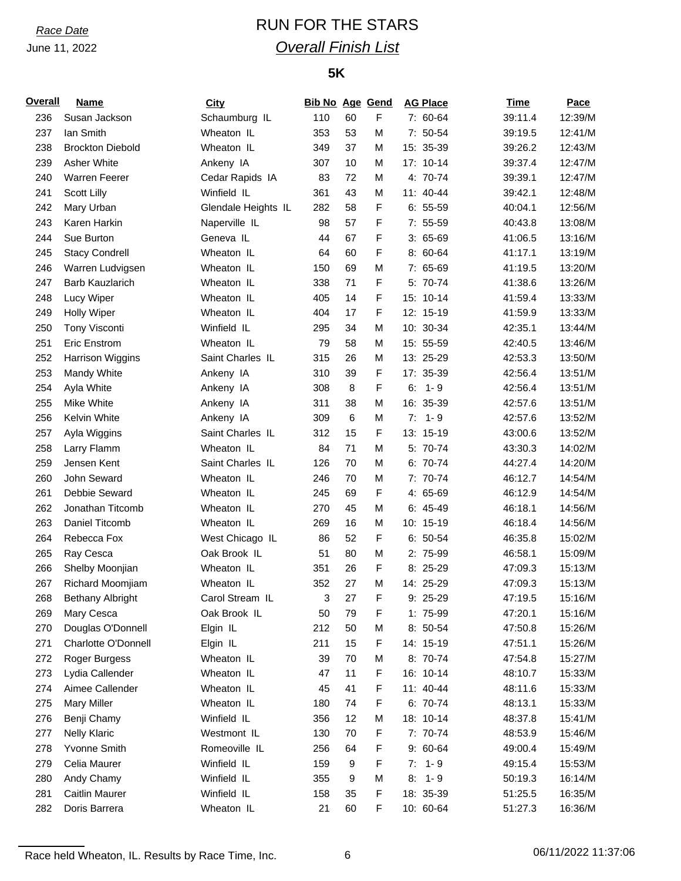*Race Date*

June 11, 2022

# RUN FOR THE STARS

## *Overall Finish List*

### 5K

| Overall | Name | City | Bib No | Age | Gend | AG Place | Time | Pace |
|---|---|---|---|---|---|---|---|---|
| 236 | Susan Jackson | Schaumburg IL | 110 | 60 | F | 7: 60-64 | 39:11.4 | 12:39/M |
| 237 | Ian Smith | Wheaton IL | 353 | 53 | M | 7: 50-54 | 39:19.5 | 12:41/M |
| 238 | Brockton Diebold | Wheaton IL | 349 | 37 | M | 15: 35-39 | 39:26.2 | 12:43/M |
| 239 | Asher White | Ankeny IA | 307 | 10 | M | 17: 10-14 | 39:37.4 | 12:47/M |
| 240 | Warren Feerer | Cedar Rapids IA | 83 | 72 | M | 4: 70-74 | 39:39.1 | 12:47/M |
| 241 | Scott Lilly | Winfield IL | 361 | 43 | M | 11: 40-44 | 39:42.1 | 12:48/M |
| 242 | Mary Urban | Glendale Heights IL | 282 | 58 | F | 6: 55-59 | 40:04.1 | 12:56/M |
| 243 | Karen Harkin | Naperville IL | 98 | 57 | F | 7: 55-59 | 40:43.8 | 13:08/M |
| 244 | Sue Burton | Geneva IL | 44 | 67 | F | 3: 65-69 | 41:06.5 | 13:16/M |
| 245 | Stacy Condrell | Wheaton IL | 64 | 60 | F | 8: 60-64 | 41:17.1 | 13:19/M |
| 246 | Warren Ludvigsen | Wheaton IL | 150 | 69 | M | 7: 65-69 | 41:19.5 | 13:20/M |
| 247 | Barb Kauzlarich | Wheaton IL | 338 | 71 | F | 5: 70-74 | 41:38.6 | 13:26/M |
| 248 | Lucy Wiper | Wheaton IL | 405 | 14 | F | 15: 10-14 | 41:59.4 | 13:33/M |
| 249 | Holly Wiper | Wheaton IL | 404 | 17 | F | 12: 15-19 | 41:59.9 | 13:33/M |
| 250 | Tony Visconti | Winfield IL | 295 | 34 | M | 10: 30-34 | 42:35.1 | 13:44/M |
| 251 | Eric Enstrom | Wheaton IL | 79 | 58 | M | 15: 55-59 | 42:40.5 | 13:46/M |
| 252 | Harrison Wiggins | Saint Charles IL | 315 | 26 | M | 13: 25-29 | 42:53.3 | 13:50/M |
| 253 | Mandy White | Ankeny IA | 310 | 39 | F | 17: 35-39 | 42:56.4 | 13:51/M |
| 254 | Ayla White | Ankeny IA | 308 | 8 | F | 6: 1- 9 | 42:56.4 | 13:51/M |
| 255 | Mike White | Ankeny IA | 311 | 38 | M | 16: 35-39 | 42:57.6 | 13:51/M |
| 256 | Kelvin White | Ankeny IA | 309 | 6 | M | 7: 1- 9 | 42:57.6 | 13:52/M |
| 257 | Ayla Wiggins | Saint Charles IL | 312 | 15 | F | 13: 15-19 | 43:00.6 | 13:52/M |
| 258 | Larry Flamm | Wheaton IL | 84 | 71 | M | 5: 70-74 | 43:30.3 | 14:02/M |
| 259 | Jensen Kent | Saint Charles IL | 126 | 70 | M | 6: 70-74 | 44:27.4 | 14:20/M |
| 260 | John Seward | Wheaton IL | 246 | 70 | M | 7: 70-74 | 46:12.7 | 14:54/M |
| 261 | Debbie Seward | Wheaton IL | 245 | 69 | F | 4: 65-69 | 46:12.9 | 14:54/M |
| 262 | Jonathan Titcomb | Wheaton IL | 270 | 45 | M | 6: 45-49 | 46:18.1 | 14:56/M |
| 263 | Daniel Titcomb | Wheaton IL | 269 | 16 | M | 10: 15-19 | 46:18.4 | 14:56/M |
| 264 | Rebecca Fox | West Chicago IL | 86 | 52 | F | 6: 50-54 | 46:35.8 | 15:02/M |
| 265 | Ray Cesca | Oak Brook IL | 51 | 80 | M | 2: 75-99 | 46:58.1 | 15:09/M |
| 266 | Shelby Moonjian | Wheaton IL | 351 | 26 | F | 8: 25-29 | 47:09.3 | 15:13/M |
| 267 | Richard Moomjiam | Wheaton IL | 352 | 27 | M | 14: 25-29 | 47:09.3 | 15:13/M |
| 268 | Bethany Albright | Carol Stream IL | 3 | 27 | F | 9: 25-29 | 47:19.5 | 15:16/M |
| 269 | Mary Cesca | Oak Brook IL | 50 | 79 | F | 1: 75-99 | 47:20.1 | 15:16/M |
| 270 | Douglas O'Donnell | Elgin IL | 212 | 50 | M | 8: 50-54 | 47:50.8 | 15:26/M |
| 271 | Charlotte O'Donnell | Elgin IL | 211 | 15 | F | 14: 15-19 | 47:51.1 | 15:26/M |
| 272 | Roger Burgess | Wheaton IL | 39 | 70 | M | 8: 70-74 | 47:54.8 | 15:27/M |
| 273 | Lydia Callender | Wheaton IL | 47 | 11 | F | 16: 10-14 | 48:10.7 | 15:33/M |
| 274 | Aimee Callender | Wheaton IL | 45 | 41 | F | 11: 40-44 | 48:11.6 | 15:33/M |
| 275 | Mary Miller | Wheaton IL | 180 | 74 | F | 6: 70-74 | 48:13.1 | 15:33/M |
| 276 | Benji Chamy | Winfield IL | 356 | 12 | M | 18: 10-14 | 48:37.8 | 15:41/M |
| 277 | Nelly Klaric | Westmont IL | 130 | 70 | F | 7: 70-74 | 48:53.9 | 15:46/M |
| 278 | Yvonne Smith | Romeoville IL | 256 | 64 | F | 9: 60-64 | 49:00.4 | 15:49/M |
| 279 | Celia Maurer | Winfield IL | 159 | 9 | F | 7: 1- 9 | 49:15.4 | 15:53/M |
| 280 | Andy Chamy | Winfield IL | 355 | 9 | M | 8: 1- 9 | 50:19.3 | 16:14/M |
| 281 | Caitlin Maurer | Winfield IL | 158 | 35 | F | 18: 35-39 | 51:25.5 | 16:35/M |
| 282 | Doris Barrera | Wheaton IL | 21 | 60 | F | 10: 60-64 | 51:27.3 | 16:36/M |

Race held Wheaton, IL. Results by Race Time, Inc.

06/11/2022 11:37:06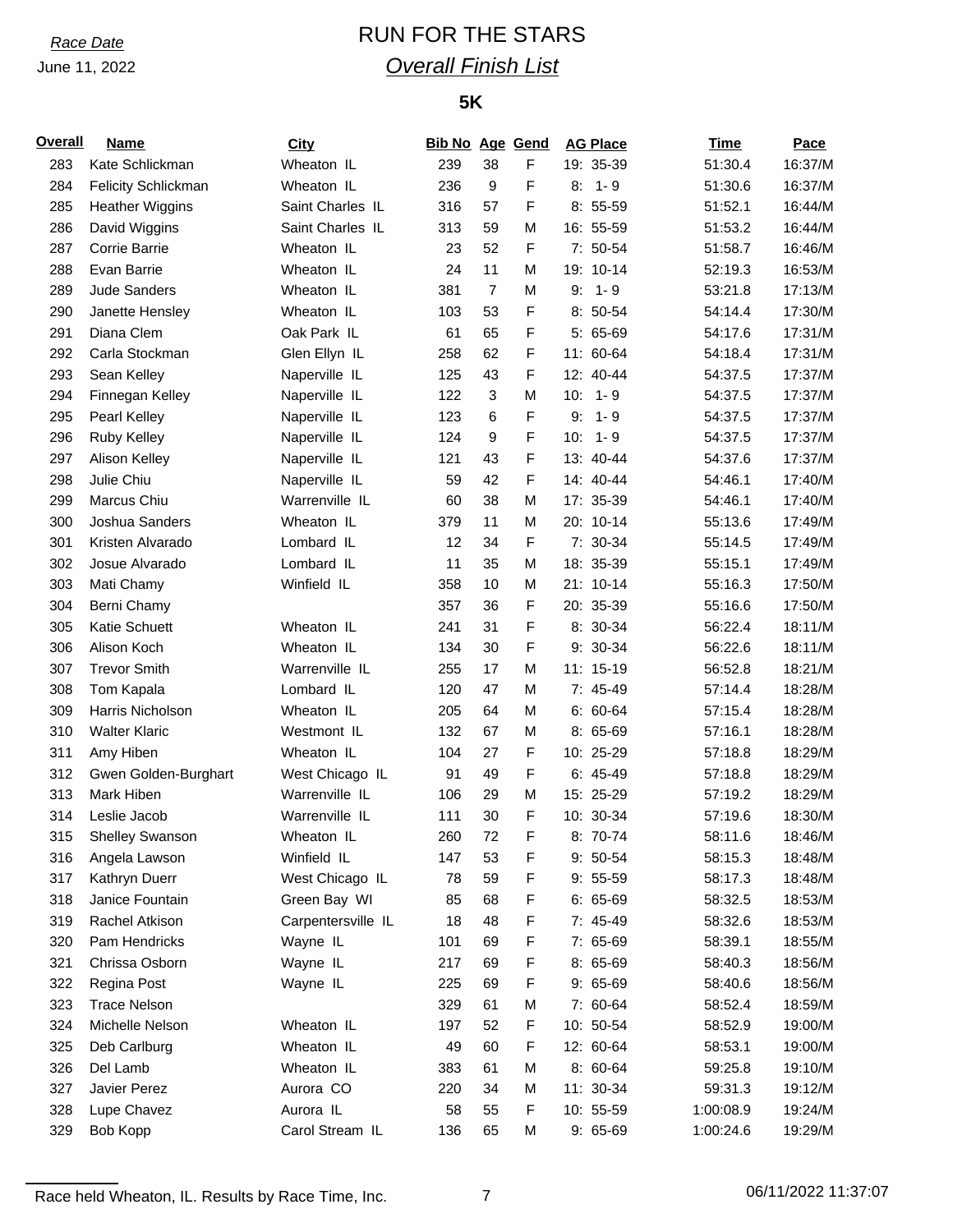*Race Date*

June 11, 2022

# RUN FOR THE STARS

## *Overall Finish List*

### 5K

| Overall | Name | City | Bib No | Age | Gend | AG Place | Time | Pace |
|---|---|---|---|---|---|---|---|---|
| 283 | Kate Schlickman | Wheaton IL | 239 | 38 | F | 19: 35-39 | 51:30.4 | 16:37/M |
| 284 | Felicity Schlickman | Wheaton IL | 236 | 9 | F | 8: 1- 9 | 51:30.6 | 16:37/M |
| 285 | Heather Wiggins | Saint Charles IL | 316 | 57 | F | 8: 55-59 | 51:52.1 | 16:44/M |
| 286 | David Wiggins | Saint Charles IL | 313 | 59 | M | 16: 55-59 | 51:53.2 | 16:44/M |
| 287 | Corrie Barrie | Wheaton IL | 23 | 52 | F | 7: 50-54 | 51:58.7 | 16:46/M |
| 288 | Evan Barrie | Wheaton IL | 24 | 11 | M | 19: 10-14 | 52:19.3 | 16:53/M |
| 289 | Jude Sanders | Wheaton IL | 381 | 7 | M | 9: 1- 9 | 53:21.8 | 17:13/M |
| 290 | Janette Hensley | Wheaton IL | 103 | 53 | F | 8: 50-54 | 54:14.4 | 17:30/M |
| 291 | Diana Clem | Oak Park IL | 61 | 65 | F | 5: 65-69 | 54:17.6 | 17:31/M |
| 292 | Carla Stockman | Glen Ellyn IL | 258 | 62 | F | 11: 60-64 | 54:18.4 | 17:31/M |
| 293 | Sean Kelley | Naperville IL | 125 | 43 | F | 12: 40-44 | 54:37.5 | 17:37/M |
| 294 | Finnegan Kelley | Naperville IL | 122 | 3 | M | 10: 1- 9 | 54:37.5 | 17:37/M |
| 295 | Pearl Kelley | Naperville IL | 123 | 6 | F | 9: 1- 9 | 54:37.5 | 17:37/M |
| 296 | Ruby Kelley | Naperville IL | 124 | 9 | F | 10: 1- 9 | 54:37.5 | 17:37/M |
| 297 | Alison Kelley | Naperville IL | 121 | 43 | F | 13: 40-44 | 54:37.6 | 17:37/M |
| 298 | Julie Chiu | Naperville IL | 59 | 42 | F | 14: 40-44 | 54:46.1 | 17:40/M |
| 299 | Marcus Chiu | Warrenville IL | 60 | 38 | M | 17: 35-39 | 54:46.1 | 17:40/M |
| 300 | Joshua Sanders | Wheaton IL | 379 | 11 | M | 20: 10-14 | 55:13.6 | 17:49/M |
| 301 | Kristen Alvarado | Lombard IL | 12 | 34 | F | 7: 30-34 | 55:14.5 | 17:49/M |
| 302 | Josue Alvarado | Lombard IL | 11 | 35 | M | 18: 35-39 | 55:15.1 | 17:49/M |
| 303 | Mati Chamy | Winfield IL | 358 | 10 | M | 21: 10-14 | 55:16.3 | 17:50/M |
| 304 | Berni Chamy | | 357 | 36 | F | 20: 35-39 | 55:16.6 | 17:50/M |
| 305 | Katie Schuett | Wheaton IL | 241 | 31 | F | 8: 30-34 | 56:22.4 | 18:11/M |
| 306 | Alison Koch | Wheaton IL | 134 | 30 | F | 9: 30-34 | 56:22.6 | 18:11/M |
| 307 | Trevor Smith | Warrenville IL | 255 | 17 | M | 11: 15-19 | 56:52.8 | 18:21/M |
| 308 | Tom Kapala | Lombard IL | 120 | 47 | M | 7: 45-49 | 57:14.4 | 18:28/M |
| 309 | Harris Nicholson | Wheaton IL | 205 | 64 | M | 6: 60-64 | 57:15.4 | 18:28/M |
| 310 | Walter Klaric | Westmont IL | 132 | 67 | M | 8: 65-69 | 57:16.1 | 18:28/M |
| 311 | Amy Hiben | Wheaton IL | 104 | 27 | F | 10: 25-29 | 57:18.8 | 18:29/M |
| 312 | Gwen Golden-Burghart | West Chicago IL | 91 | 49 | F | 6: 45-49 | 57:18.8 | 18:29/M |
| 313 | Mark Hiben | Warrenville IL | 106 | 29 | M | 15: 25-29 | 57:19.2 | 18:29/M |
| 314 | Leslie Jacob | Warrenville IL | 111 | 30 | F | 10: 30-34 | 57:19.6 | 18:30/M |
| 315 | Shelley Swanson | Wheaton IL | 260 | 72 | F | 8: 70-74 | 58:11.6 | 18:46/M |
| 316 | Angela Lawson | Winfield IL | 147 | 53 | F | 9: 50-54 | 58:15.3 | 18:48/M |
| 317 | Kathryn Duerr | West Chicago IL | 78 | 59 | F | 9: 55-59 | 58:17.3 | 18:48/M |
| 318 | Janice Fountain | Green Bay WI | 85 | 68 | F | 6: 65-69 | 58:32.5 | 18:53/M |
| 319 | Rachel Atkison | Carpentersville IL | 18 | 48 | F | 7: 45-49 | 58:32.6 | 18:53/M |
| 320 | Pam Hendricks | Wayne IL | 101 | 69 | F | 7: 65-69 | 58:39.1 | 18:55/M |
| 321 | Chrissa Osborn | Wayne IL | 217 | 69 | F | 8: 65-69 | 58:40.3 | 18:56/M |
| 322 | Regina Post | Wayne IL | 225 | 69 | F | 9: 65-69 | 58:40.6 | 18:56/M |
| 323 | Trace Nelson | | 329 | 61 | M | 7: 60-64 | 58:52.4 | 18:59/M |
| 324 | Michelle Nelson | Wheaton IL | 197 | 52 | F | 10: 50-54 | 58:52.9 | 19:00/M |
| 325 | Deb Carlburg | Wheaton IL | 49 | 60 | F | 12: 60-64 | 58:53.1 | 19:00/M |
| 326 | Del Lamb | Wheaton IL | 383 | 61 | M | 8: 60-64 | 59:25.8 | 19:10/M |
| 327 | Javier Perez | Aurora CO | 220 | 34 | M | 11: 30-34 | 59:31.3 | 19:12/M |
| 328 | Lupe Chavez | Aurora IL | 58 | 55 | F | 10: 55-59 | 1:00:08.9 | 19:24/M |
| 329 | Bob Kopp | Carol Stream IL | 136 | 65 | M | 9: 65-69 | 1:00:24.6 | 19:29/M |

Race held Wheaton, IL. Results by Race Time, Inc.

06/11/2022 11:37:07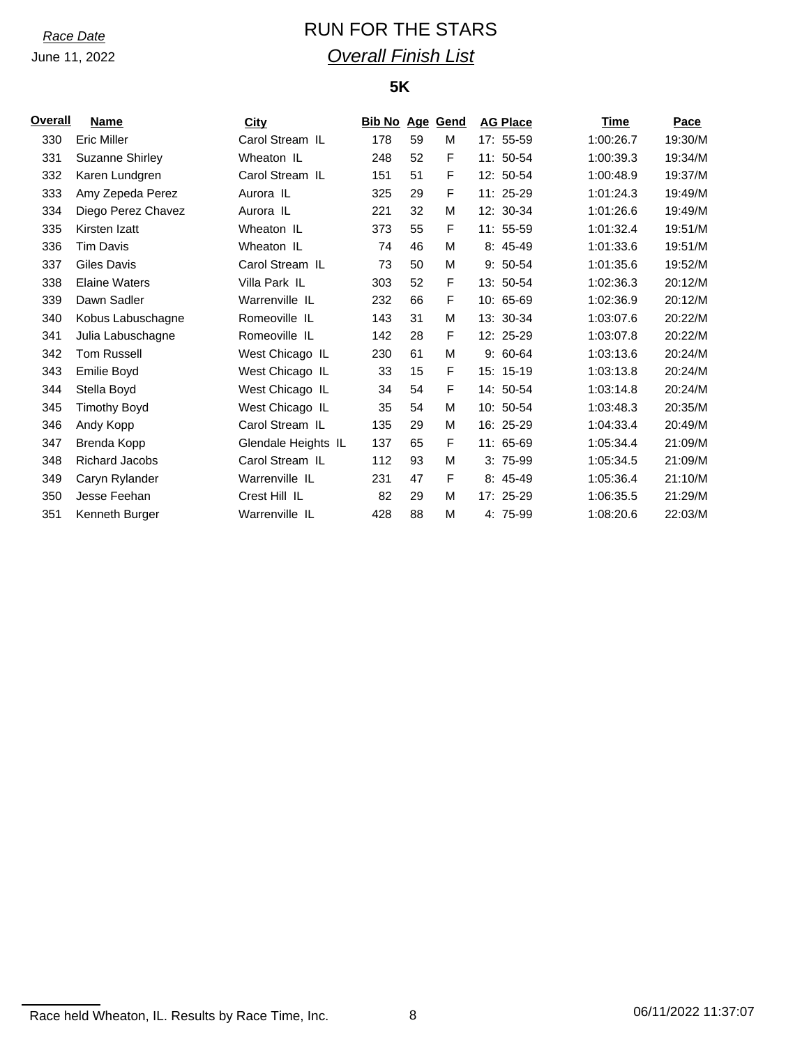*Race Date*

June 11, 2022

# RUN FOR THE STARS

## *Overall Finish List*

### 5K

| Overall | Name | City | Bib No | Age | Gend | AG Place | Time | Pace |
|---|---|---|---|---|---|---|---|---|
| 330 | Eric Miller | Carol Stream IL | 178 | 59 | M | 17: 55-59 | 1:00:26.7 | 19:30/M |
| 331 | Suzanne Shirley | Wheaton IL | 248 | 52 | F | 11: 50-54 | 1:00:39.3 | 19:34/M |
| 332 | Karen Lundgren | Carol Stream IL | 151 | 51 | F | 12: 50-54 | 1:00:48.9 | 19:37/M |
| 333 | Amy Zepeda Perez | Aurora IL | 325 | 29 | F | 11: 25-29 | 1:01:24.3 | 19:49/M |
| 334 | Diego Perez Chavez | Aurora IL | 221 | 32 | M | 12: 30-34 | 1:01:26.6 | 19:49/M |
| 335 | Kirsten Izatt | Wheaton IL | 373 | 55 | F | 11: 55-59 | 1:01:32.4 | 19:51/M |
| 336 | Tim Davis | Wheaton IL | 74 | 46 | M | 8: 45-49 | 1:01:33.6 | 19:51/M |
| 337 | Giles Davis | Carol Stream IL | 73 | 50 | M | 9: 50-54 | 1:01:35.6 | 19:52/M |
| 338 | Elaine Waters | Villa Park IL | 303 | 52 | F | 13: 50-54 | 1:02:36.3 | 20:12/M |
| 339 | Dawn Sadler | Warrenville IL | 232 | 66 | F | 10: 65-69 | 1:02:36.9 | 20:12/M |
| 340 | Kobus Labuschagne | Romeoville IL | 143 | 31 | M | 13: 30-34 | 1:03:07.6 | 20:22/M |
| 341 | Julia Labuschagne | Romeoville IL | 142 | 28 | F | 12: 25-29 | 1:03:07.8 | 20:22/M |
| 342 | Tom Russell | West Chicago IL | 230 | 61 | M | 9: 60-64 | 1:03:13.6 | 20:24/M |
| 343 | Emilie Boyd | West Chicago IL | 33 | 15 | F | 15: 15-19 | 1:03:13.8 | 20:24/M |
| 344 | Stella Boyd | West Chicago IL | 34 | 54 | F | 14: 50-54 | 1:03:14.8 | 20:24/M |
| 345 | Timothy Boyd | West Chicago IL | 35 | 54 | M | 10: 50-54 | 1:03:48.3 | 20:35/M |
| 346 | Andy Kopp | Carol Stream IL | 135 | 29 | M | 16: 25-29 | 1:04:33.4 | 20:49/M |
| 347 | Brenda Kopp | Glendale Heights IL | 137 | 65 | F | 11: 65-69 | 1:05:34.4 | 21:09/M |
| 348 | Richard Jacobs | Carol Stream IL | 112 | 93 | M | 3: 75-99 | 1:05:34.5 | 21:09/M |
| 349 | Caryn Rylander | Warrenville IL | 231 | 47 | F | 8: 45-49 | 1:05:36.4 | 21:10/M |
| 350 | Jesse Feehan | Crest Hill IL | 82 | 29 | M | 17: 25-29 | 1:06:35.5 | 21:29/M |
| 351 | Kenneth Burger | Warrenville IL | 428 | 88 | M | 4: 75-99 | 1:08:20.6 | 22:03/M |

Race held Wheaton, IL. Results by Race Time, Inc.

06/11/2022 11:37:07